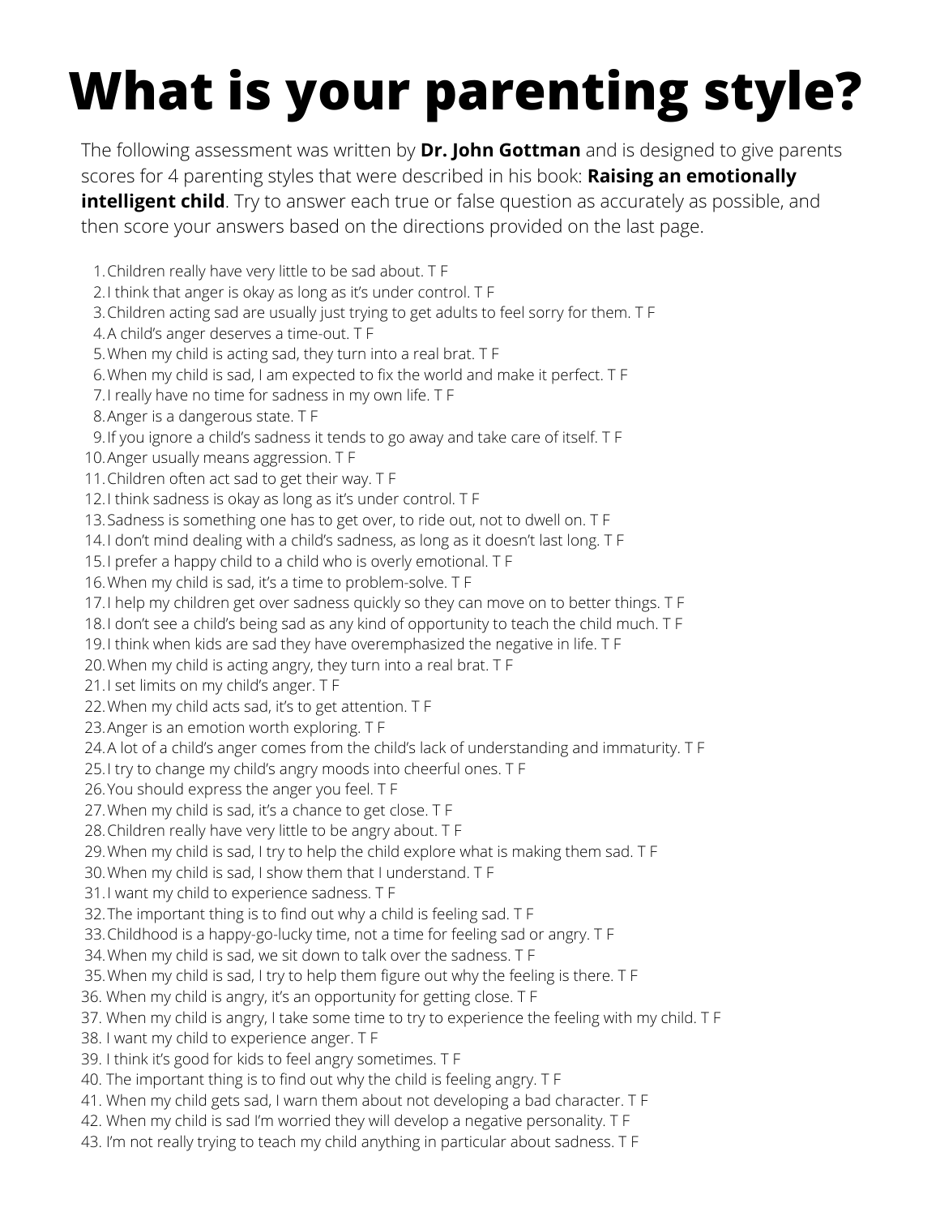# What is your parenting style?

The following assessment was written by **Dr. John Gottman** and is designed to give parents scores for 4 parenting styles that were described in his book: **Raising an emotionally intelligent child**. Try to answer each true or false question as accurately as possible, and then score your answers based on the directions provided on the last page.

1. Children really have very little to be sad about. T F
2. I think that anger is okay as long as it's under control. T F
3. Children acting sad are usually just trying to get adults to feel sorry for them. T F
4. A child's anger deserves a time-out. T F
5. When my child is acting sad, they turn into a real brat. T F
6. When my child is sad, I am expected to fix the world and make it perfect. T F
7. I really have no time for sadness in my own life. T F
8. Anger is a dangerous state. T F
9. If you ignore a child's sadness it tends to go away and take care of itself. T F
10. Anger usually means aggression. T F
11. Children often act sad to get their way. T F
12. I think sadness is okay as long as it's under control. T F
13. Sadness is something one has to get over, to ride out, not to dwell on. T F
14. I don't mind dealing with a child's sadness, as long as it doesn't last long. T F
15. I prefer a happy child to a child who is overly emotional. T F
16. When my child is sad, it's a time to problem-solve. T F
17. I help my children get over sadness quickly so they can move on to better things. T F
18. I don't see a child's being sad as any kind of opportunity to teach the child much. T F
19. I think when kids are sad they have overemphasized the negative in life. T F
20. When my child is acting angry, they turn into a real brat. T F
21. I set limits on my child's anger. T F
22. When my child acts sad, it's to get attention. T F
23. Anger is an emotion worth exploring. T F
24. A lot of a child's anger comes from the child's lack of understanding and immaturity. T F
25. I try to change my child's angry moods into cheerful ones. T F
26. You should express the anger you feel. T F
27. When my child is sad, it's a chance to get close. T F
28. Children really have very little to be angry about. T F
29. When my child is sad, I try to help the child explore what is making them sad. T F
30. When my child is sad, I show them that I understand. T F
31. I want my child to experience sadness. T F
32. The important thing is to find out why a child is feeling sad. T F
33. Childhood is a happy-go-lucky time, not a time for feeling sad or angry. T F
34. When my child is sad, we sit down to talk over the sadness. T F
35. When my child is sad, I try to help them figure out why the feeling is there. T F
36. When my child is angry, it's an opportunity for getting close. T F
37. When my child is angry, I take some time to try to experience the feeling with my child. T F
38. I want my child to experience anger. T F
39. I think it's good for kids to feel angry sometimes. T F
40. The important thing is to find out why the child is feeling angry. T F
41. When my child gets sad, I warn them about not developing a bad character. T F
42. When my child is sad I'm worried they will develop a negative personality. T F
43. I'm not really trying to teach my child anything in particular about sadness. T F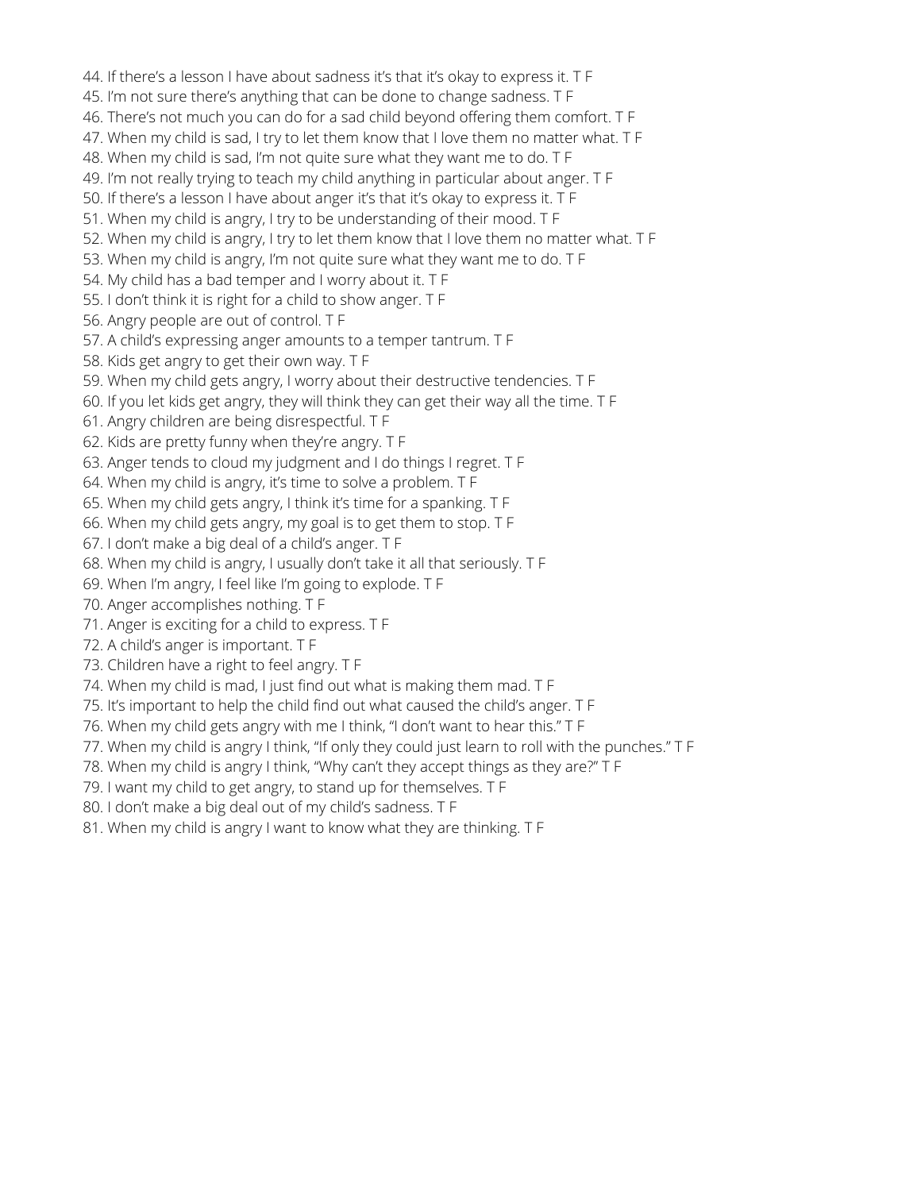44. If there's a lesson I have about sadness it's that it's okay to express it. T F
45. I'm not sure there's anything that can be done to change sadness. T F
46. There's not much you can do for a sad child beyond offering them comfort. T F
47. When my child is sad, I try to let them know that I love them no matter what. T F
48. When my child is sad, I'm not quite sure what they want me to do. T F
49. I'm not really trying to teach my child anything in particular about anger. T F
50. If there's a lesson I have about anger it's that it's okay to express it. T F
51. When my child is angry, I try to be understanding of their mood. T F
52. When my child is angry, I try to let them know that I love them no matter what. T F
53. When my child is angry, I'm not quite sure what they want me to do. T F
54. My child has a bad temper and I worry about it. T F
55. I don't think it is right for a child to show anger. T F
56. Angry people are out of control. T F
57. A child's expressing anger amounts to a temper tantrum. T F
58. Kids get angry to get their own way. T F
59. When my child gets angry, I worry about their destructive tendencies. T F
60. If you let kids get angry, they will think they can get their way all the time. T F
61. Angry children are being disrespectful. T F
62. Kids are pretty funny when they're angry. T F
63. Anger tends to cloud my judgment and I do things I regret. T F
64. When my child is angry, it's time to solve a problem. T F
65. When my child gets angry, I think it's time for a spanking. T F
66. When my child gets angry, my goal is to get them to stop. T F
67. I don't make a big deal of a child's anger. T F
68. When my child is angry, I usually don't take it all that seriously. T F
69. When I'm angry, I feel like I'm going to explode. T F
70. Anger accomplishes nothing. T F
71. Anger is exciting for a child to express. T F
72. A child's anger is important. T F
73. Children have a right to feel angry. T F
74. When my child is mad, I just find out what is making them mad. T F
75. It's important to help the child find out what caused the child's anger. T F
76. When my child gets angry with me I think, "I don't want to hear this." T F
77. When my child is angry I think, "If only they could just learn to roll with the punches." T F
78. When my child is angry I think, "Why can't they accept things as they are?" T F
79. I want my child to get angry, to stand up for themselves. T F
80. I don't make a big deal out of my child's sadness. T F
81. When my child is angry I want to know what they are thinking. T F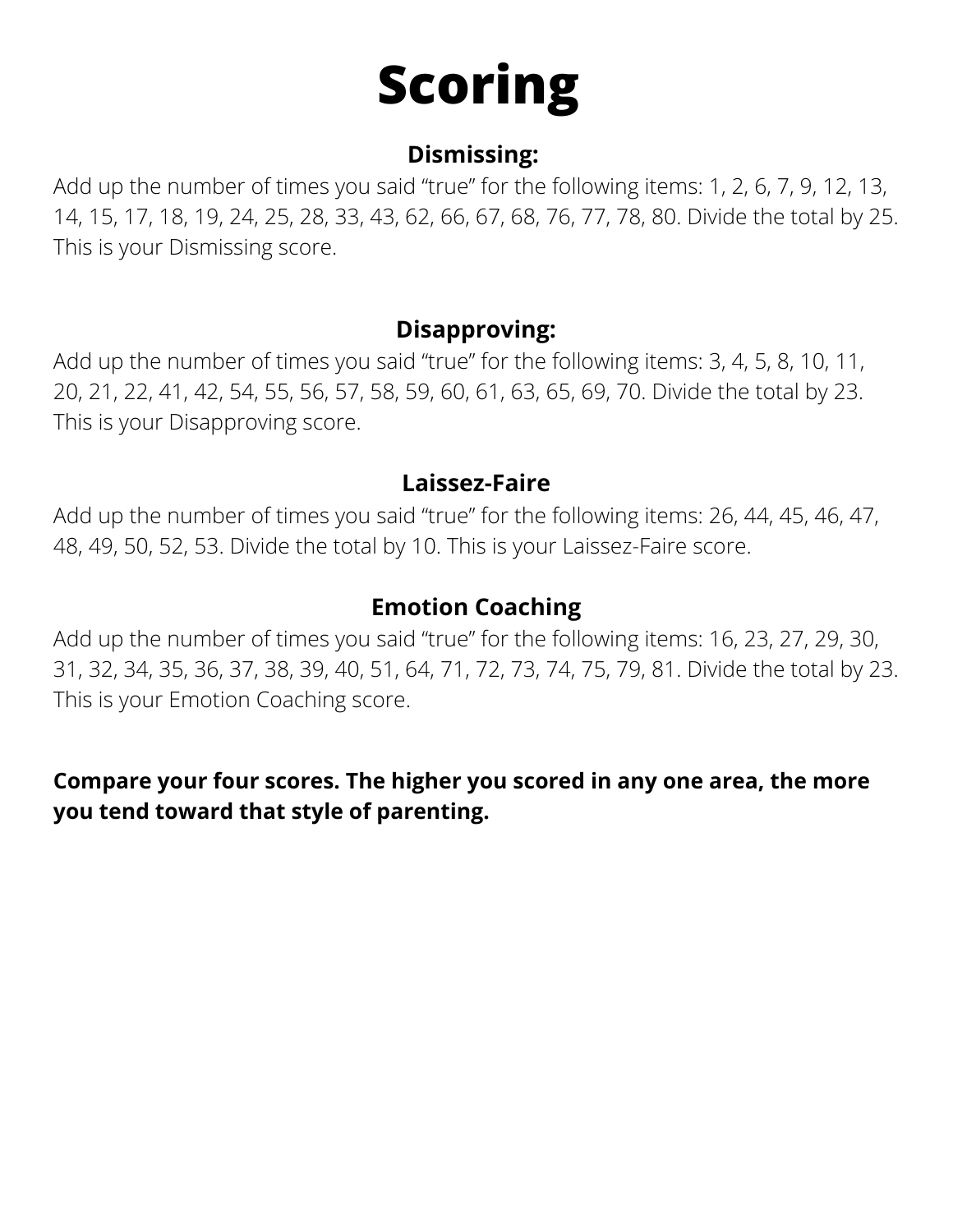# Scoring

## Dismissing:

Add up the number of times you said "true" for the following items: 1, 2, 6, 7, 9, 12, 13, 14, 15, 17, 18, 19, 24, 25, 28, 33, 43, 62, 66, 67, 68, 76, 77, 78, 80. Divide the total by 25. This is your Dismissing score.

## Disapproving:

Add up the number of times you said "true" for the following items: 3, 4, 5, 8, 10, 11, 20, 21, 22, 41, 42, 54, 55, 56, 57, 58, 59, 60, 61, 63, 65, 69, 70. Divide the total by 23. This is your Disapproving score.

## Laissez-Faire

Add up the number of times you said "true" for the following items: 26, 44, 45, 46, 47, 48, 49, 50, 52, 53. Divide the total by 10. This is your Laissez-Faire score.

## Emotion Coaching

Add up the number of times you said "true" for the following items: 16, 23, 27, 29, 30, 31, 32, 34, 35, 36, 37, 38, 39, 40, 51, 64, 71, 72, 73, 74, 75, 79, 81. Divide the total by 23. This is your Emotion Coaching score.

**Compare your four scores. The higher you scored in any one area, the more you tend toward that style of parenting.**